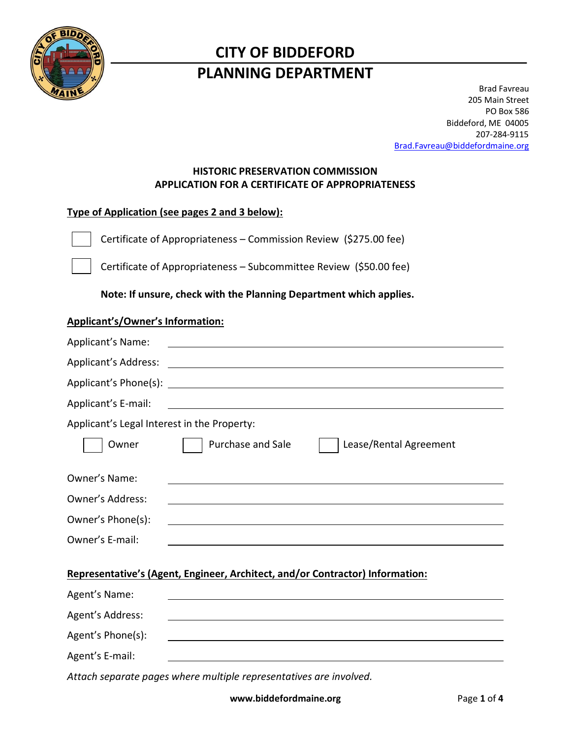# CITY OF BIDDEFORD

## PLANNING DEPARTMENT

Brad Favreau
205 Main Street
PO Box 586
Biddeford, ME 04005
207-284-9115
Brad.Favreau@biddefordmaine.org

### HISTORIC PRESERVATION COMMISSION
### APPLICATION FOR A CERTIFICATE OF APPROPRIATENESS

**Type of Application (see pages 2 and 3 below):**

☐ Certificate of Appropriateness – Commission Review ($275.00 fee)

☐ Certificate of Appropriateness – Subcommittee Review ($50.00 fee)

**Note: If unsure, check with the Planning Department which applies.**

**Applicant's/Owner's Information:**

Applicant's Name: ______________________________

Applicant's Address: ______________________________

Applicant's Phone(s): ______________________________

Applicant's E-mail: ______________________________

Applicant's Legal Interest in the Property:

☐ Owner ☐ Purchase and Sale ☐ Lease/Rental Agreement

Owner's Name: ______________________________

Owner's Address: ______________________________

Owner's Phone(s): ______________________________

Owner's E-mail: ______________________________

**Representative's (Agent, Engineer, Architect, and/or Contractor) Information:**

Agent's Name: ______________________________

Agent's Address: ______________________________

Agent's Phone(s): ______________________________

Agent's E-mail: ______________________________

*Attach separate pages where multiple representatives are involved.*

**www.biddefordmaine.org**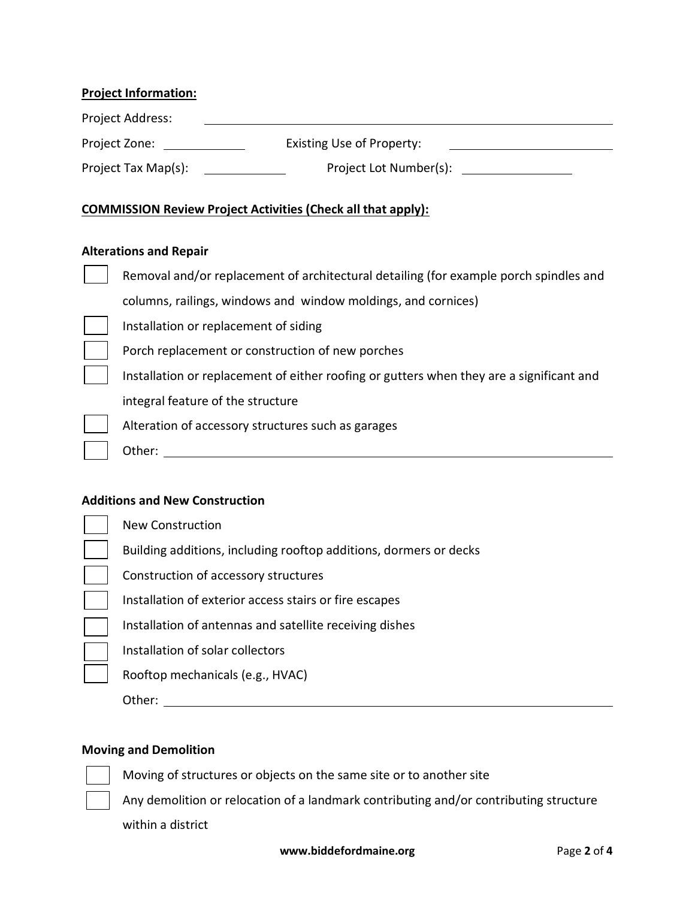**Project Information:**

Project Address: ______________________________

Project Zone: __________ Existing Use of Property: ______________________

Project Tax Map(s): __________ Project Lot Number(s): ______________

**COMMISSION Review Project Activities (Check all that apply):**

**Alterations and Repair**

- [ ] Removal and/or replacement of architectural detailing (for example porch spindles and columns, railings, windows and window moldings, and cornices)
- [ ] Installation or replacement of siding
- [ ] Porch replacement or construction of new porches
- [ ] Installation or replacement of either roofing or gutters when they are a significant and integral feature of the structure
- [ ] Alteration of accessory structures such as garages
- [ ] Other: ______________________________

**Additions and New Construction**

- [ ] New Construction
- [ ] Building additions, including rooftop additions, dormers or decks
- [ ] Construction of accessory structures
- [ ] Installation of exterior access stairs or fire escapes
- [ ] Installation of antennas and satellite receiving dishes
- [ ] Installation of solar collectors
- [ ] Rooftop mechanicals (e.g., HVAC)

Other: ______________________________

**Moving and Demolition**

- [ ] Moving of structures or objects on the same site or to another site
- [ ] Any demolition or relocation of a landmark contributing and/or contributing structure within a district

www.biddefordmaine.org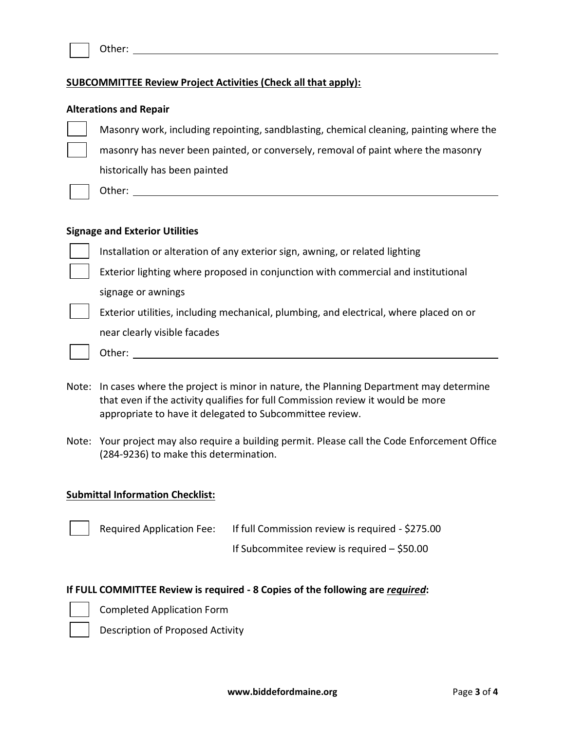☐ Other: ______________________________________________

**<u>SUBCOMMITTEE Review Project Activities (Check all that apply):</u>**

**Alterations and Repair**

☐ Masonry work, including repointing, sandblasting, chemical cleaning, painting where the

☐ masonry has never been painted, or conversely, removal of paint where the masonry historically has been painted

☐ Other: ______________________________________________

**Signage and Exterior Utilities**

☐ Installation or alteration of any exterior sign, awning, or related lighting

☐ Exterior lighting where proposed in conjunction with commercial and institutional signage or awnings

☐ Exterior utilities, including mechanical, plumbing, and electrical, where placed on or near clearly visible facades

☐ Other: ______________________________________________

Note: In cases where the project is minor in nature, the Planning Department may determine that even if the activity qualifies for full Commission review it would be more appropriate to have it delegated to Subcommittee review.

Note: Your project may also require a building permit. Please call the Code Enforcement Office (284-9236) to make this determination.

**<u>Submittal Information Checklist:</u>**

☐ Required Application Fee: If full Commission review is required - $275.00

If Subcommitee review is required – $50.00

**If FULL COMMITTEE Review is required - 8 Copies of the following are <u>*required*</u>:**

☐ Completed Application Form

☐ Description of Proposed Activity

www.biddefordmaine.org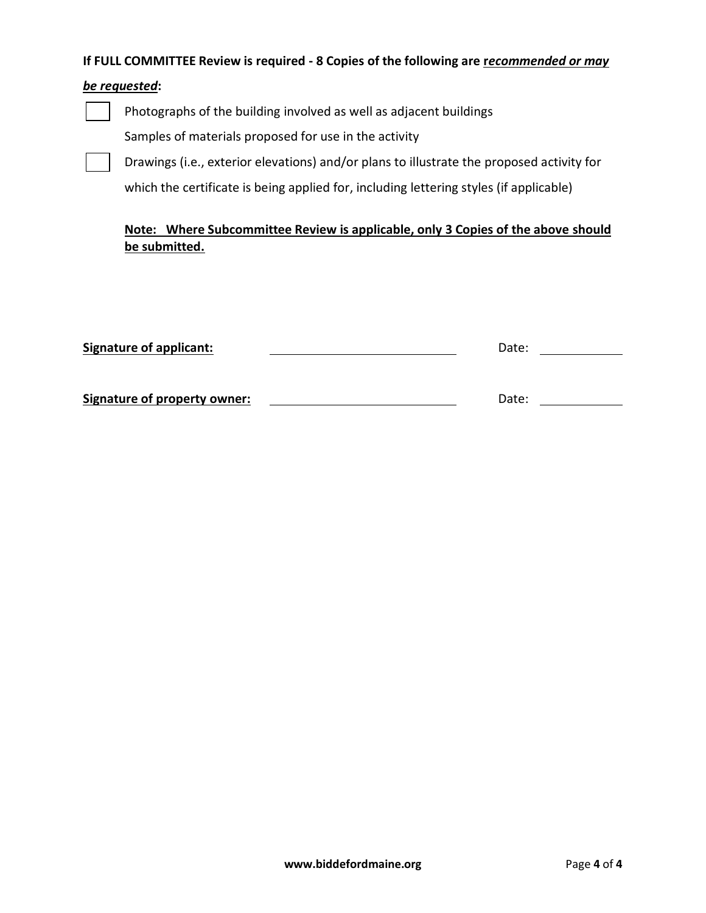**If FULL COMMITTEE Review is required - 8 Copies of the following are *recommended or may be requested*:**

- [ ] Photographs of the building involved as well as adjacent buildings

  Samples of materials proposed for use in the activity

- [ ] Drawings (i.e., exterior elevations) and/or plans to illustrate the proposed activity for which the certificate is being applied for, including lettering styles (if applicable)

**Note: Where Subcommittee Review is applicable, only 3 Copies of the above should be submitted.**

**Signature of applicant:** ______________________________ Date: ____________

**Signature of property owner:** ______________________________ Date: ____________